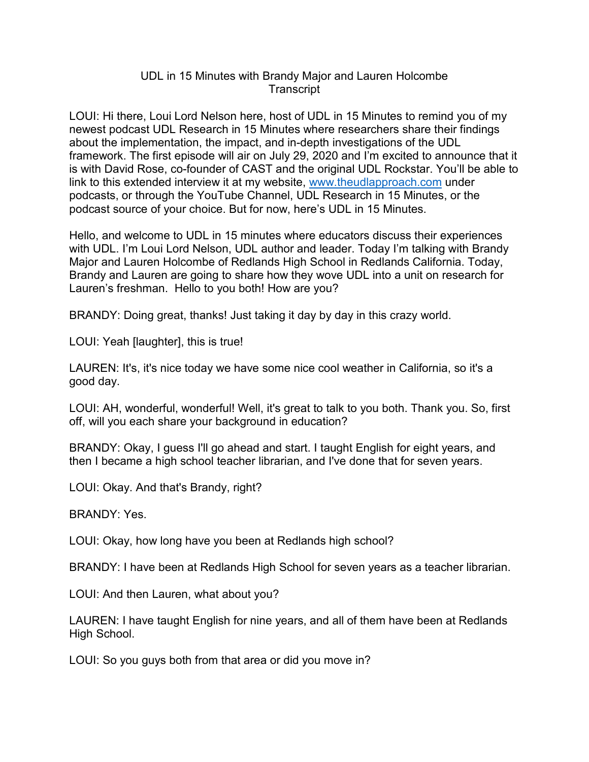UDL in 15 Minutes with Brandy Major and Lauren Holcombe
Transcript

LOUI: Hi there, Loui Lord Nelson here, host of UDL in 15 Minutes to remind you of my newest podcast UDL Research in 15 Minutes where researchers share their findings about the implementation, the impact, and in-depth investigations of the UDL framework. The first episode will air on July 29, 2020 and I'm excited to announce that it is with David Rose, co-founder of CAST and the original UDL Rockstar. You'll be able to link to this extended interview it at my website, www.theudlapproach.com under podcasts, or through the YouTube Channel, UDL Research in 15 Minutes, or the podcast source of your choice. But for now, here's UDL in 15 Minutes.

Hello, and welcome to UDL in 15 minutes where educators discuss their experiences with UDL. I'm Loui Lord Nelson, UDL author and leader. Today I'm talking with Brandy Major and Lauren Holcombe of Redlands High School in Redlands California. Today, Brandy and Lauren are going to share how they wove UDL into a unit on research for Lauren's freshman. Hello to you both! How are you?

BRANDY: Doing great, thanks! Just taking it day by day in this crazy world.

LOUI: Yeah [laughter], this is true!

LAUREN: It's, it's nice today we have some nice cool weather in California, so it's a good day.

LOUI: AH, wonderful, wonderful! Well, it's great to talk to you both. Thank you. So, first off, will you each share your background in education?

BRANDY: Okay, I guess I'll go ahead and start. I taught English for eight years, and then I became a high school teacher librarian, and I've done that for seven years.

LOUI: Okay. And that's Brandy, right?

BRANDY: Yes.

LOUI: Okay, how long have you been at Redlands high school?

BRANDY: I have been at Redlands High School for seven years as a teacher librarian.

LOUI: And then Lauren, what about you?

LAUREN: I have taught English for nine years, and all of them have been at Redlands High School.

LOUI: So you guys both from that area or did you move in?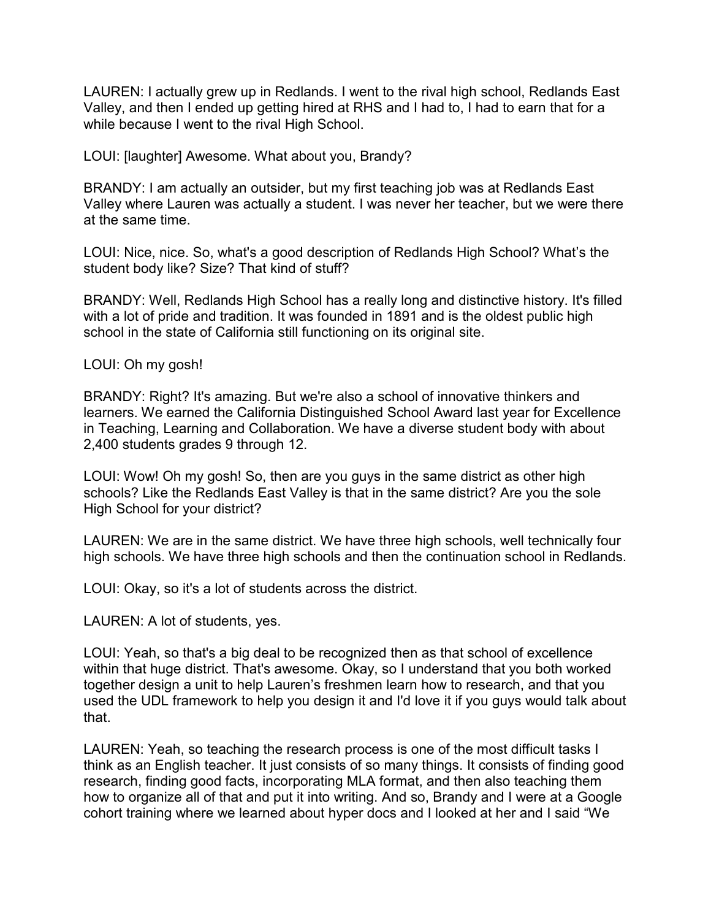LAUREN: I actually grew up in Redlands. I went to the rival high school, Redlands East Valley, and then I ended up getting hired at RHS and I had to, I had to earn that for a while because I went to the rival High School.

LOUI: [laughter] Awesome. What about you, Brandy?

BRANDY: I am actually an outsider, but my first teaching job was at Redlands East Valley where Lauren was actually a student. I was never her teacher, but we were there at the same time.

LOUI: Nice, nice. So, what's a good description of Redlands High School? What's the student body like? Size? That kind of stuff?

BRANDY: Well, Redlands High School has a really long and distinctive history. It's filled with a lot of pride and tradition. It was founded in 1891 and is the oldest public high school in the state of California still functioning on its original site.

LOUI: Oh my gosh!

BRANDY: Right? It's amazing. But we're also a school of innovative thinkers and learners. We earned the California Distinguished School Award last year for Excellence in Teaching, Learning and Collaboration. We have a diverse student body with about 2,400 students grades 9 through 12.

LOUI: Wow! Oh my gosh! So, then are you guys in the same district as other high schools? Like the Redlands East Valley is that in the same district? Are you the sole High School for your district?

LAUREN: We are in the same district. We have three high schools, well technically four high schools. We have three high schools and then the continuation school in Redlands.

LOUI: Okay, so it's a lot of students across the district.

LAUREN: A lot of students, yes.

LOUI: Yeah, so that's a big deal to be recognized then as that school of excellence within that huge district. That's awesome. Okay, so I understand that you both worked together design a unit to help Lauren's freshmen learn how to research, and that you used the UDL framework to help you design it and I'd love it if you guys would talk about that.

LAUREN: Yeah, so teaching the research process is one of the most difficult tasks I think as an English teacher. It just consists of so many things. It consists of finding good research, finding good facts, incorporating MLA format, and then also teaching them how to organize all of that and put it into writing. And so, Brandy and I were at a Google cohort training where we learned about hyper docs and I looked at her and I said "We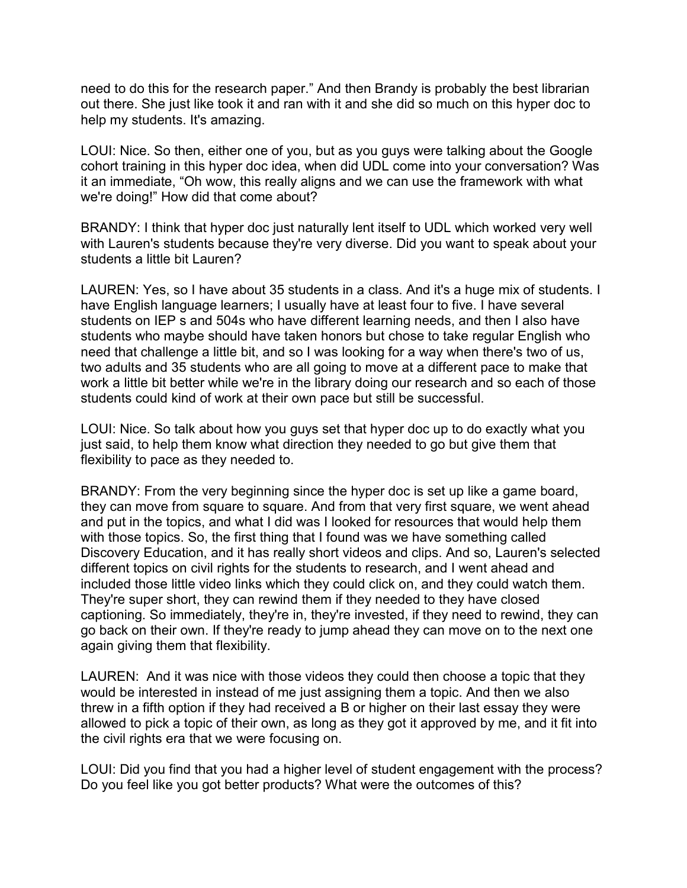need to do this for the research paper." And then Brandy is probably the best librarian out there. She just like took it and ran with it and she did so much on this hyper doc to help my students. It's amazing.

LOUI: Nice. So then, either one of you, but as you guys were talking about the Google cohort training in this hyper doc idea, when did UDL come into your conversation? Was it an immediate, "Oh wow, this really aligns and we can use the framework with what we're doing!" How did that come about?

BRANDY: I think that hyper doc just naturally lent itself to UDL which worked very well with Lauren's students because they're very diverse. Did you want to speak about your students a little bit Lauren?

LAUREN: Yes, so I have about 35 students in a class. And it's a huge mix of students. I have English language learners; I usually have at least four to five. I have several students on IEP s and 504s who have different learning needs, and then I also have students who maybe should have taken honors but chose to take regular English who need that challenge a little bit, and so I was looking for a way when there's two of us, two adults and 35 students who are all going to move at a different pace to make that work a little bit better while we're in the library doing our research and so each of those students could kind of work at their own pace but still be successful.

LOUI: Nice. So talk about how you guys set that hyper doc up to do exactly what you just said, to help them know what direction they needed to go but give them that flexibility to pace as they needed to.

BRANDY: From the very beginning since the hyper doc is set up like a game board, they can move from square to square. And from that very first square, we went ahead and put in the topics, and what I did was I looked for resources that would help them with those topics. So, the first thing that I found was we have something called Discovery Education, and it has really short videos and clips. And so, Lauren's selected different topics on civil rights for the students to research, and I went ahead and included those little video links which they could click on, and they could watch them. They're super short, they can rewind them if they needed to they have closed captioning. So immediately, they're in, they're invested, if they need to rewind, they can go back on their own. If they're ready to jump ahead they can move on to the next one again giving them that flexibility.

LAUREN: And it was nice with those videos they could then choose a topic that they would be interested in instead of me just assigning them a topic. And then we also threw in a fifth option if they had received a B or higher on their last essay they were allowed to pick a topic of their own, as long as they got it approved by me, and it fit into the civil rights era that we were focusing on.

LOUI: Did you find that you had a higher level of student engagement with the process? Do you feel like you got better products? What were the outcomes of this?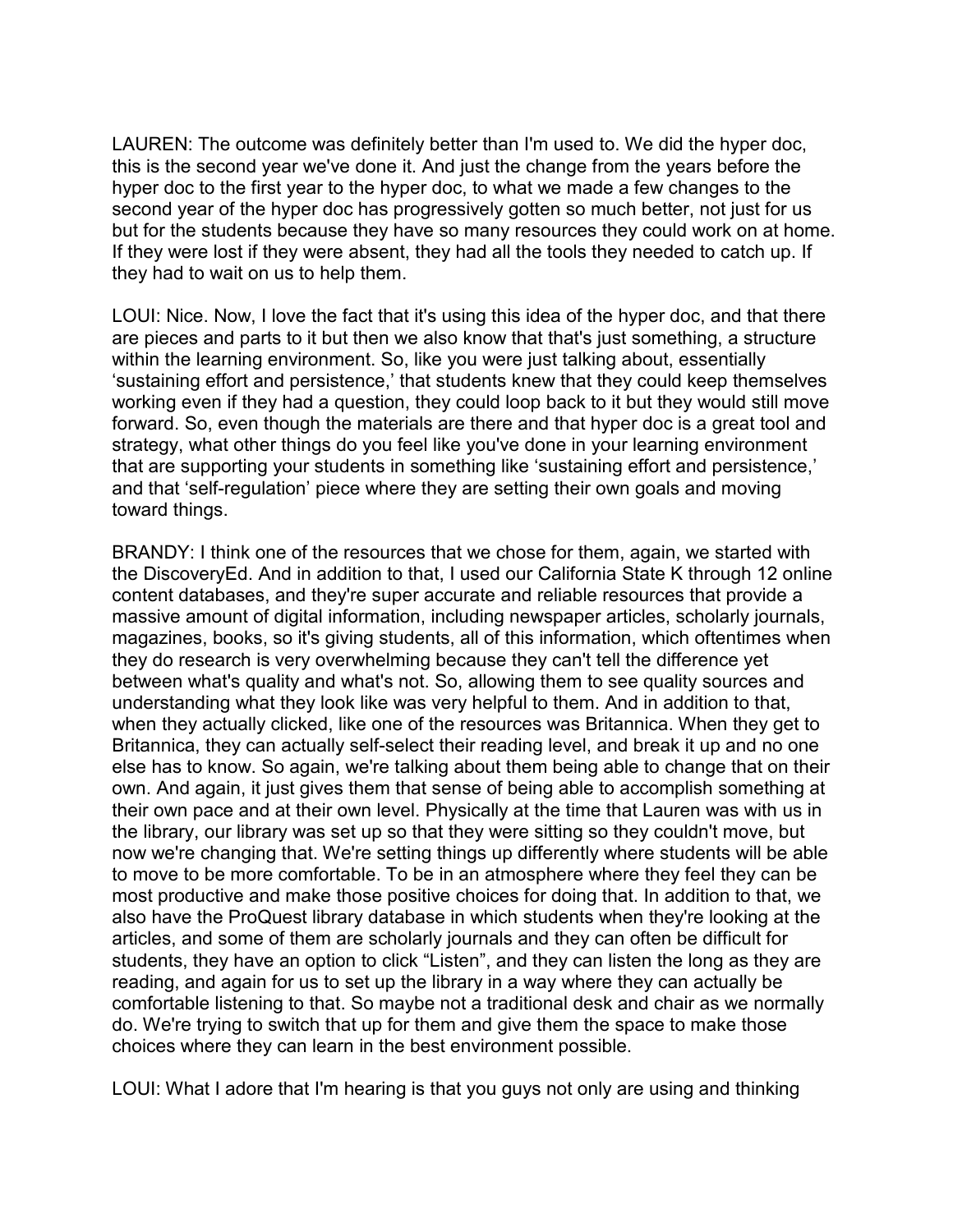LAUREN: The outcome was definitely better than I'm used to. We did the hyper doc, this is the second year we've done it. And just the change from the years before the hyper doc to the first year to the hyper doc, to what we made a few changes to the second year of the hyper doc has progressively gotten so much better, not just for us but for the students because they have so many resources they could work on at home. If they were lost if they were absent, they had all the tools they needed to catch up. If they had to wait on us to help them.

LOUI: Nice. Now, I love the fact that it's using this idea of the hyper doc, and that there are pieces and parts to it but then we also know that that's just something, a structure within the learning environment. So, like you were just talking about, essentially 'sustaining effort and persistence,' that students knew that they could keep themselves working even if they had a question, they could loop back to it but they would still move forward. So, even though the materials are there and that hyper doc is a great tool and strategy, what other things do you feel like you've done in your learning environment that are supporting your students in something like 'sustaining effort and persistence,' and that 'self-regulation' piece where they are setting their own goals and moving toward things.

BRANDY: I think one of the resources that we chose for them, again, we started with the DiscoveryEd. And in addition to that, I used our California State K through 12 online content databases, and they're super accurate and reliable resources that provide a massive amount of digital information, including newspaper articles, scholarly journals, magazines, books, so it's giving students, all of this information, which oftentimes when they do research is very overwhelming because they can't tell the difference yet between what's quality and what's not. So, allowing them to see quality sources and understanding what they look like was very helpful to them. And in addition to that, when they actually clicked, like one of the resources was Britannica. When they get to Britannica, they can actually self-select their reading level, and break it up and no one else has to know. So again, we're talking about them being able to change that on their own. And again, it just gives them that sense of being able to accomplish something at their own pace and at their own level. Physically at the time that Lauren was with us in the library, our library was set up so that they were sitting so they couldn't move, but now we're changing that. We're setting things up differently where students will be able to move to be more comfortable. To be in an atmosphere where they feel they can be most productive and make those positive choices for doing that. In addition to that, we also have the ProQuest library database in which students when they're looking at the articles, and some of them are scholarly journals and they can often be difficult for students, they have an option to click "Listen", and they can listen the long as they are reading, and again for us to set up the library in a way where they can actually be comfortable listening to that. So maybe not a traditional desk and chair as we normally do. We're trying to switch that up for them and give them the space to make those choices where they can learn in the best environment possible.

LOUI: What I adore that I'm hearing is that you guys not only are using and thinking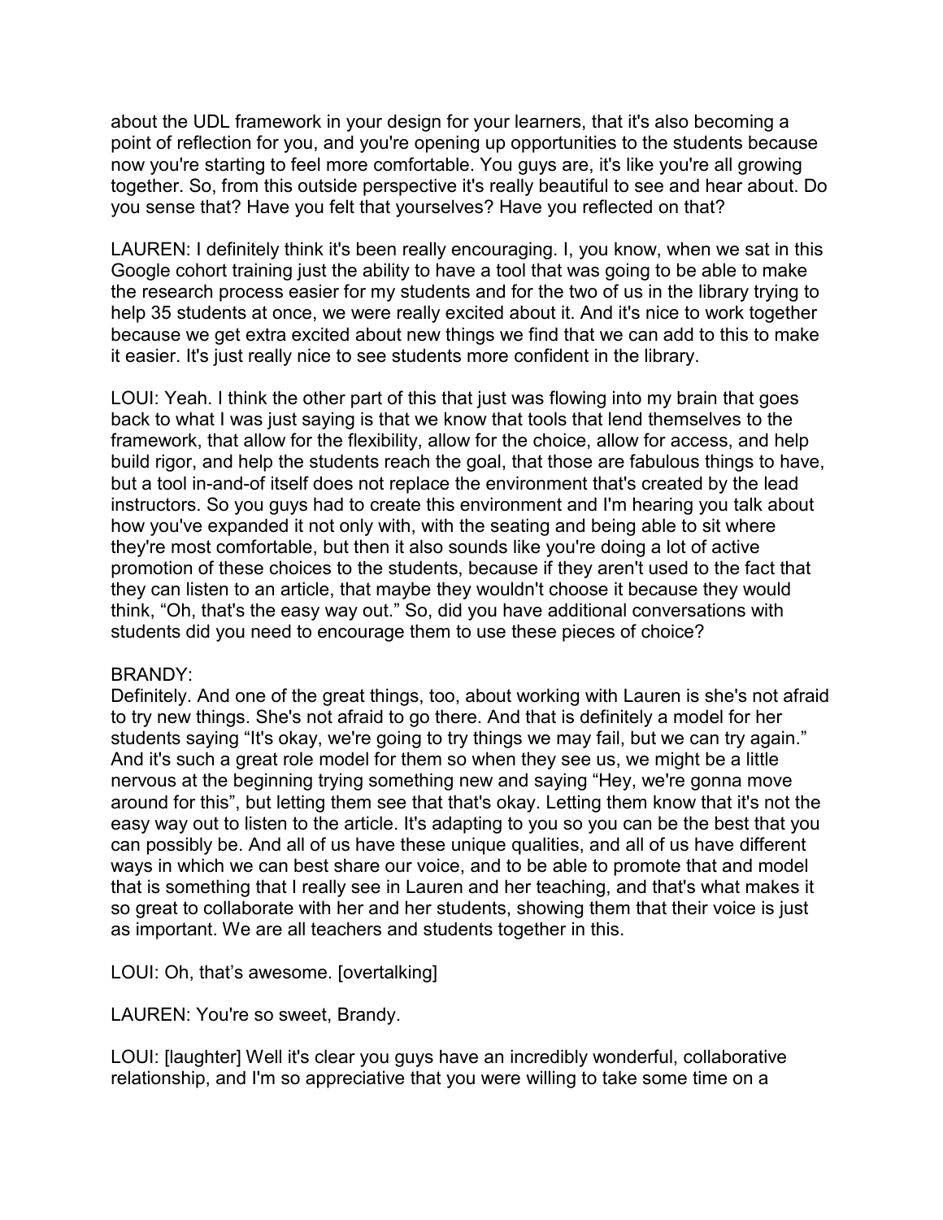about the UDL framework in your design for your learners, that it's also becoming a point of reflection for you, and you're opening up opportunities to the students because now you're starting to feel more comfortable. You guys are, it's like you're all growing together. So, from this outside perspective it's really beautiful to see and hear about. Do you sense that? Have you felt that yourselves? Have you reflected on that?

LAUREN: I definitely think it's been really encouraging. I, you know, when we sat in this Google cohort training just the ability to have a tool that was going to be able to make the research process easier for my students and for the two of us in the library trying to help 35 students at once, we were really excited about it. And it's nice to work together because we get extra excited about new things we find that we can add to this to make it easier. It's just really nice to see students more confident in the library.

LOUI: Yeah. I think the other part of this that just was flowing into my brain that goes back to what I was just saying is that we know that tools that lend themselves to the framework, that allow for the flexibility, allow for the choice, allow for access, and help build rigor, and help the students reach the goal, that those are fabulous things to have, but a tool in-and-of itself does not replace the environment that's created by the lead instructors. So you guys had to create this environment and I'm hearing you talk about how you've expanded it not only with, with the seating and being able to sit where they're most comfortable, but then it also sounds like you're doing a lot of active promotion of these choices to the students, because if they aren't used to the fact that they can listen to an article, that maybe they wouldn't choose it because they would think, "Oh, that's the easy way out." So, did you have additional conversations with students did you need to encourage them to use these pieces of choice?

BRANDY:
Definitely. And one of the great things, too, about working with Lauren is she's not afraid to try new things. She's not afraid to go there. And that is definitely a model for her students saying "It's okay, we're going to try things we may fail, but we can try again." And it's such a great role model for them so when they see us, we might be a little nervous at the beginning trying something new and saying "Hey, we're gonna move around for this", but letting them see that that's okay. Letting them know that it's not the easy way out to listen to the article. It's adapting to you so you can be the best that you can possibly be. And all of us have these unique qualities, and all of us have different ways in which we can best share our voice, and to be able to promote that and model that is something that I really see in Lauren and her teaching, and that's what makes it so great to collaborate with her and her students, showing them that their voice is just as important. We are all teachers and students together in this.

LOUI: Oh, that's awesome. [overtalking]

LAUREN: You're so sweet, Brandy.

LOUI: [laughter] Well it's clear you guys have an incredibly wonderful, collaborative relationship, and I'm so appreciative that you were willing to take some time on a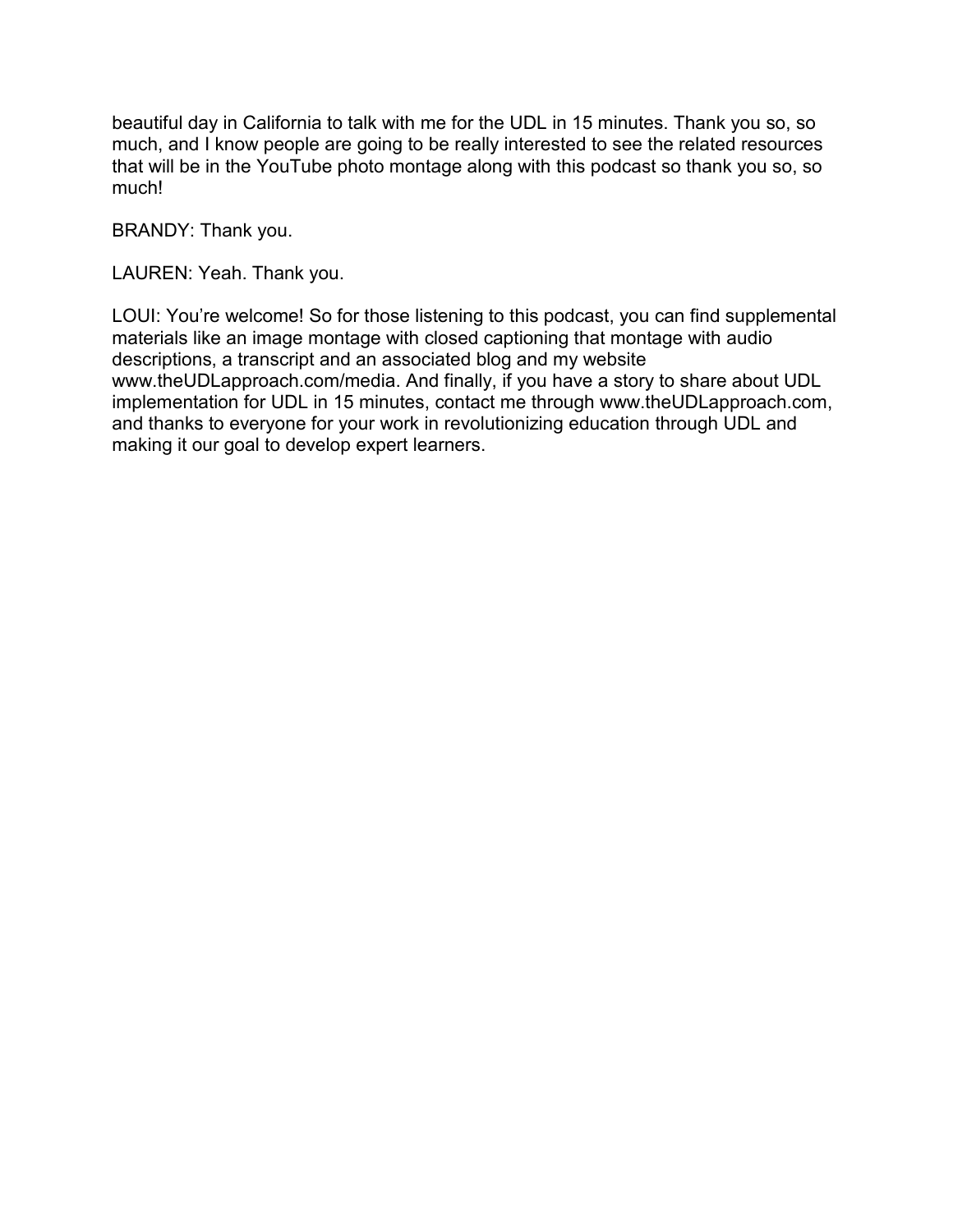beautiful day in California to talk with me for the UDL in 15 minutes. Thank you so, so much, and I know people are going to be really interested to see the related resources that will be in the YouTube photo montage along with this podcast so thank you so, so much!

BRANDY: Thank you.

LAUREN: Yeah. Thank you.

LOUI: You're welcome! So for those listening to this podcast, you can find supplemental materials like an image montage with closed captioning that montage with audio descriptions, a transcript and an associated blog and my website www.theUDLapproach.com/media. And finally, if you have a story to share about UDL implementation for UDL in 15 minutes, contact me through www.theUDLapproach.com, and thanks to everyone for your work in revolutionizing education through UDL and making it our goal to develop expert learners.